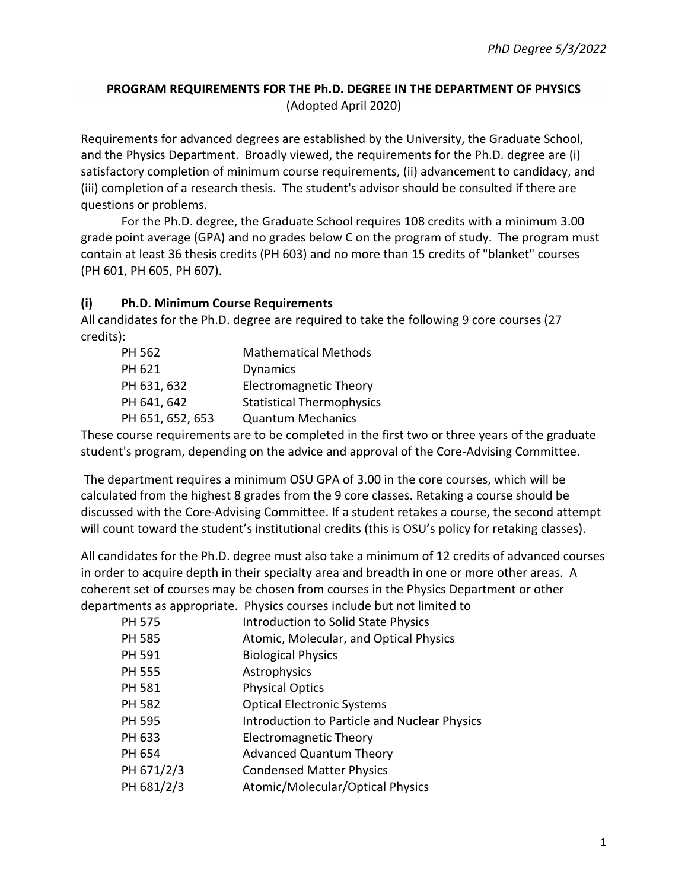## PROGRAM REQUIREMENTS FOR THE Ph.D. DEGREE IN THE DEPARTMENT OF PHYSICS

(Adopted April 2020)

Requirements for advanced degrees are established by the University, the Graduate School, and the Physics Department. Broadly viewed, the requirements for the Ph.D. degree are (i) satisfactory completion of minimum course requirements, (ii) advancement to candidacy, and (iii) completion of a research thesis. The student's advisor should be consulted if there are questions or problems.

For the Ph.D. degree, the Graduate School requires 108 credits with a minimum 3.00 grade point average (GPA) and no grades below C on the program of study. The program must contain at least 36 thesis credits (PH 603) and no more than 15 credits of "blanket" courses (PH 601, PH 605, PH 607).

### (i) Ph.D. Minimum Course Requirements

All candidates for the Ph.D. degree are required to take the following 9 core courses (27 credits):

| | |
|---|---|
| PH 562 | Mathematical Methods |
| PH 621 | Dynamics |
| PH 631, 632 | Electromagnetic Theory |
| PH 641, 642 | Statistical Thermophysics |
| PH 651, 652, 653 | Quantum Mechanics |

These course requirements are to be completed in the first two or three years of the graduate student's program, depending on the advice and approval of the Core-Advising Committee.

The department requires a minimum OSU GPA of 3.00 in the core courses, which will be calculated from the highest 8 grades from the 9 core classes. Retaking a course should be discussed with the Core-Advising Committee. If a student retakes a course, the second attempt will count toward the student's institutional credits (this is OSU's policy for retaking classes).

All candidates for the Ph.D. degree must also take a minimum of 12 credits of advanced courses in order to acquire depth in their specialty area and breadth in one or more other areas. A coherent set of courses may be chosen from courses in the Physics Department or other departments as appropriate. Physics courses include but not limited to

| | |
|---|---|
| PH 575 | Introduction to Solid State Physics |
| PH 585 | Atomic, Molecular, and Optical Physics |
| PH 591 | Biological Physics |
| PH 555 | Astrophysics |
| PH 581 | Physical Optics |
| PH 582 | Optical Electronic Systems |
| PH 595 | Introduction to Particle and Nuclear Physics |
| PH 633 | Electromagnetic Theory |
| PH 654 | Advanced Quantum Theory |
| PH 671/2/3 | Condensed Matter Physics |
| PH 681/2/3 | Atomic/Molecular/Optical Physics |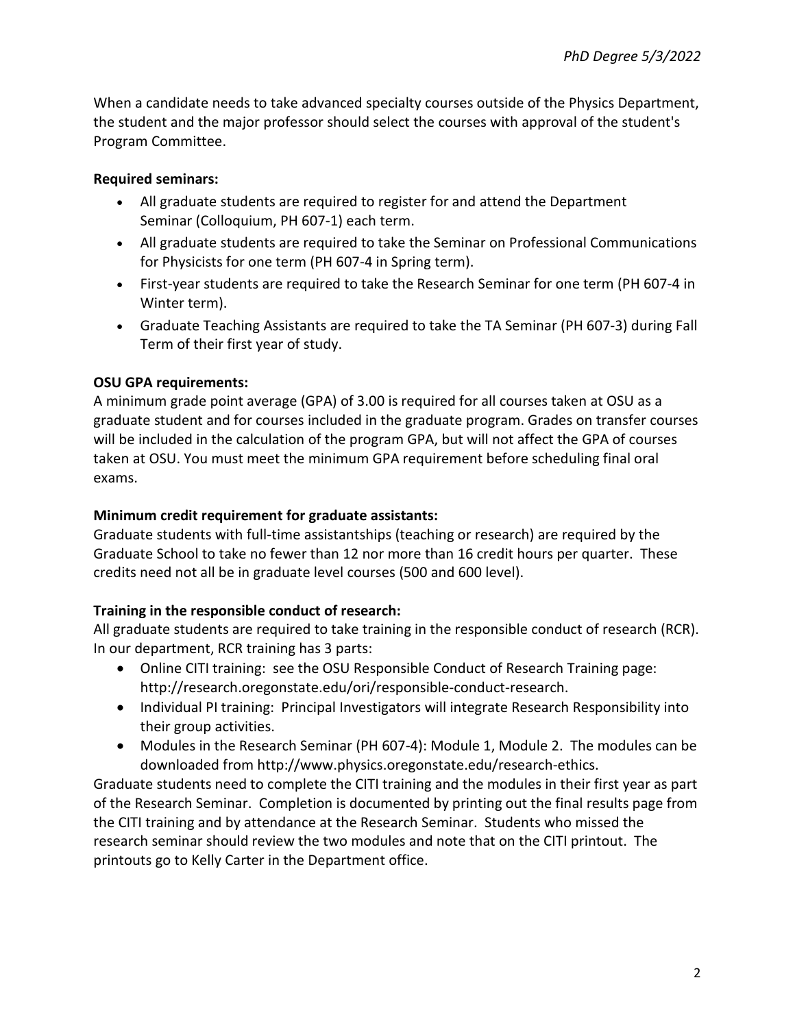When a candidate needs to take advanced specialty courses outside of the Physics Department, the student and the major professor should select the courses with approval of the student's Program Committee.

**Required seminars:**

- All graduate students are required to register for and attend the Department Seminar (Colloquium, PH 607-1) each term.
- All graduate students are required to take the Seminar on Professional Communications for Physicists for one term (PH 607-4 in Spring term).
- First-year students are required to take the Research Seminar for one term (PH 607-4 in Winter term).
- Graduate Teaching Assistants are required to take the TA Seminar (PH 607-3) during Fall Term of their first year of study.

**OSU GPA requirements:**

A minimum grade point average (GPA) of 3.00 is required for all courses taken at OSU as a graduate student and for courses included in the graduate program. Grades on transfer courses will be included in the calculation of the program GPA, but will not affect the GPA of courses taken at OSU. You must meet the minimum GPA requirement before scheduling final oral exams.

**Minimum credit requirement for graduate assistants:**

Graduate students with full-time assistantships (teaching or research) are required by the Graduate School to take no fewer than 12 nor more than 16 credit hours per quarter. These credits need not all be in graduate level courses (500 and 600 level).

**Training in the responsible conduct of research:**

All graduate students are required to take training in the responsible conduct of research (RCR). In our department, RCR training has 3 parts:

- Online CITI training: see the OSU Responsible Conduct of Research Training page: http://research.oregonstate.edu/ori/responsible-conduct-research.
- Individual PI training: Principal Investigators will integrate Research Responsibility into their group activities.
- Modules in the Research Seminar (PH 607-4): Module 1, Module 2. The modules can be downloaded from http://www.physics.oregonstate.edu/research-ethics.

Graduate students need to complete the CITI training and the modules in their first year as part of the Research Seminar. Completion is documented by printing out the final results page from the CITI training and by attendance at the Research Seminar. Students who missed the research seminar should review the two modules and note that on the CITI printout. The printouts go to Kelly Carter in the Department office.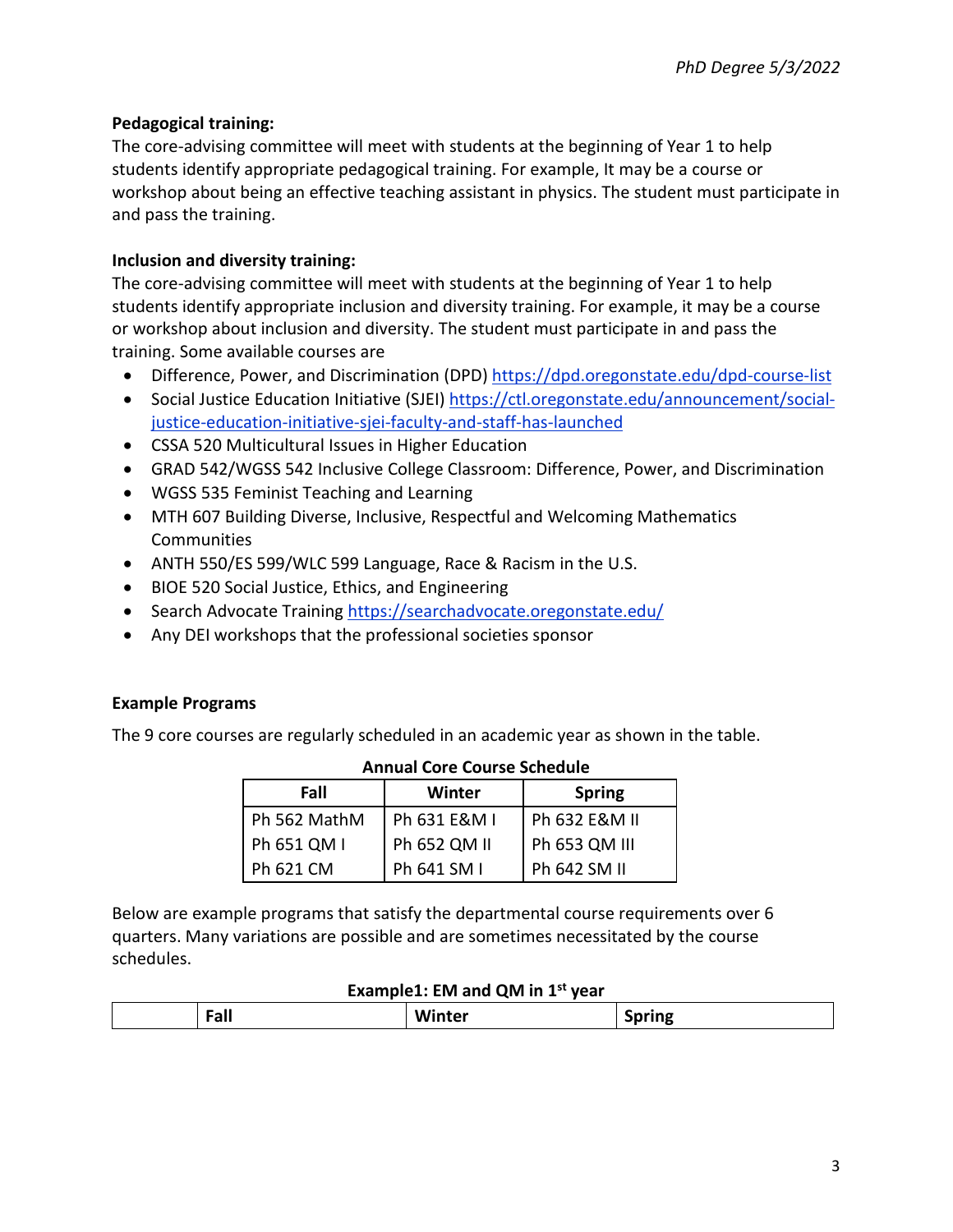**Pedagogical training:**

The core-advising committee will meet with students at the beginning of Year 1 to help students identify appropriate pedagogical training. For example, It may be a course or workshop about being an effective teaching assistant in physics. The student must participate in and pass the training.

**Inclusion and diversity training:**

The core-advising committee will meet with students at the beginning of Year 1 to help students identify appropriate inclusion and diversity training. For example, it may be a course or workshop about inclusion and diversity. The student must participate in and pass the training. Some available courses are

- Difference, Power, and Discrimination (DPD) https://dpd.oregonstate.edu/dpd-course-list
- Social Justice Education Initiative (SJEI) https://ctl.oregonstate.edu/announcement/social-justice-education-initiative-sjei-faculty-and-staff-has-launched
- CSSA 520 Multicultural Issues in Higher Education
- GRAD 542/WGSS 542 Inclusive College Classroom: Difference, Power, and Discrimination
- WGSS 535 Feminist Teaching and Learning
- MTH 607 Building Diverse, Inclusive, Respectful and Welcoming Mathematics Communities
- ANTH 550/ES 599/WLC 599 Language, Race & Racism in the U.S.
- BIOE 520 Social Justice, Ethics, and Engineering
- Search Advocate Training https://searchadvocate.oregonstate.edu/
- Any DEI workshops that the professional societies sponsor

**Example Programs**

The 9 core courses are regularly scheduled in an academic year as shown in the table.

**Annual Core Course Schedule**

| Fall | Winter | Spring |
|---|---|---|
| Ph 562 MathM | Ph 631 E&M I | Ph 632 E&M II |
| Ph 651 QM I | Ph 652 QM II | Ph 653 QM III |
| Ph 621 CM | Ph 641 SM I | Ph 642 SM II |

Below are example programs that satisfy the departmental course requirements over 6 quarters. Many variations are possible and are sometimes necessitated by the course schedules.

**Example1: EM and QM in 1st year**

| | Fall | Winter | Spring |
|---|---|---|---|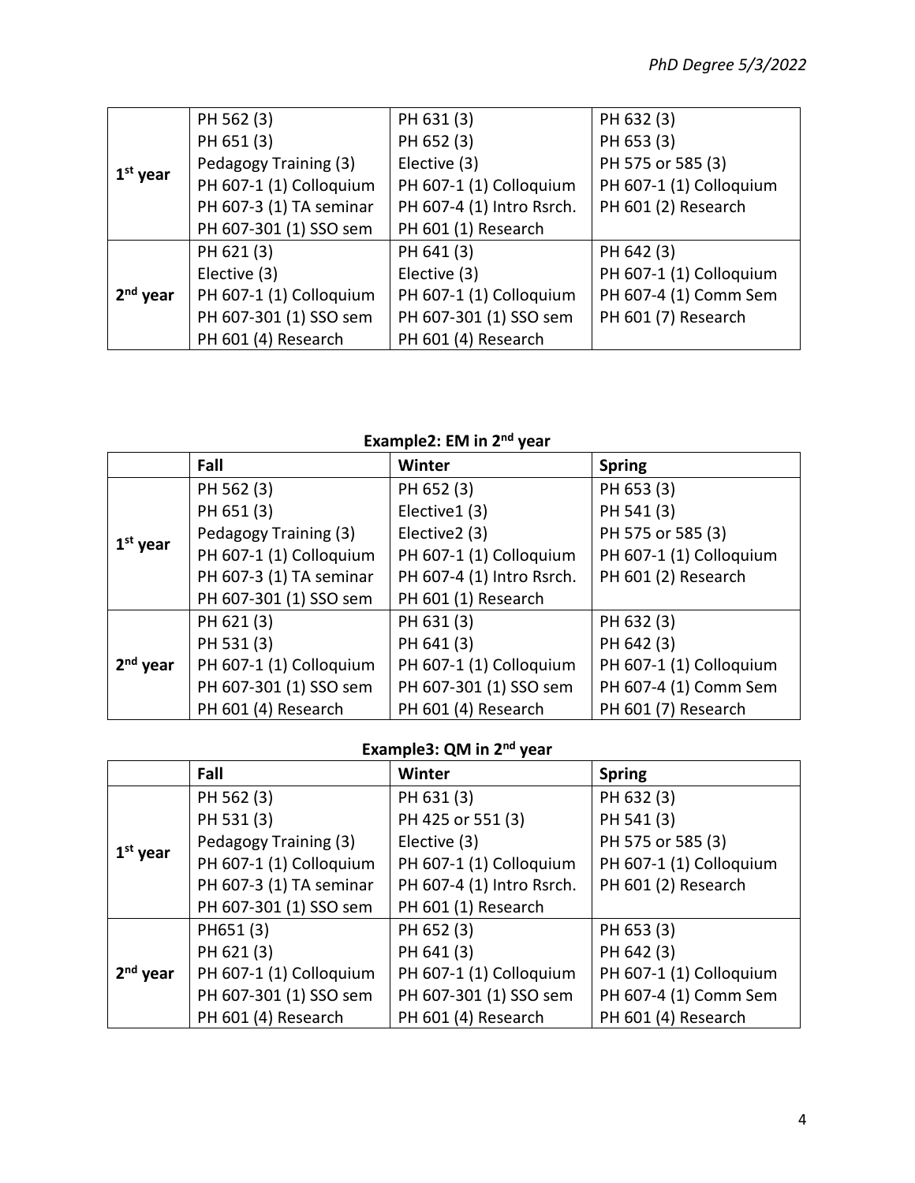| | | | |
|---|---|---|---|
| 1st year | PH 562 (3)<br>PH 651 (3)<br>Pedagogy Training (3)<br>PH 607-1 (1) Colloquium<br>PH 607-3 (1) TA seminar<br>PH 607-301 (1) SSO sem | PH 631 (3)<br>PH 652 (3)<br>Elective (3)<br>PH 607-1 (1) Colloquium<br>PH 607-4 (1) Intro Rsrch.<br>PH 601 (1) Research | PH 632 (3)<br>PH 653 (3)<br>PH 575 or 585 (3)<br>PH 607-1 (1) Colloquium<br>PH 601 (2) Research |
| 2nd year | PH 621 (3)<br>Elective (3)<br>PH 607-1 (1) Colloquium<br>PH 607-301 (1) SSO sem<br>PH 601 (4) Research | PH 641 (3)<br>Elective (3)<br>PH 607-1 (1) Colloquium<br>PH 607-301 (1) SSO sem<br>PH 601 (4) Research | PH 642 (3)<br>PH 607-1 (1) Colloquium<br>PH 607-4 (1) Comm Sem<br>PH 601 (7) Research |

**Example2: EM in 2nd year**

| | Fall | Winter | Spring |
|---|---|---|---|
| 1st year | PH 562 (3)<br>PH 651 (3)<br>Pedagogy Training (3)<br>PH 607-1 (1) Colloquium<br>PH 607-3 (1) TA seminar<br>PH 607-301 (1) SSO sem | PH 652 (3)<br>Elective1 (3)<br>Elective2 (3)<br>PH 607-1 (1) Colloquium<br>PH 607-4 (1) Intro Rsrch.<br>PH 601 (1) Research | PH 653 (3)<br>PH 541 (3)<br>PH 575 or 585 (3)<br>PH 607-1 (1) Colloquium<br>PH 601 (2) Research |
| 2nd year | PH 621 (3)<br>PH 531 (3)<br>PH 607-1 (1) Colloquium<br>PH 607-301 (1) SSO sem<br>PH 601 (4) Research | PH 631 (3)<br>PH 641 (3)<br>PH 607-1 (1) Colloquium<br>PH 607-301 (1) SSO sem<br>PH 601 (4) Research | PH 632 (3)<br>PH 642 (3)<br>PH 607-1 (1) Colloquium<br>PH 607-4 (1) Comm Sem<br>PH 601 (7) Research |

**Example3: QM in 2nd year**

| | Fall | Winter | Spring |
|---|---|---|---|
| 1st year | PH 562 (3)<br>PH 531 (3)<br>Pedagogy Training (3)<br>PH 607-1 (1) Colloquium<br>PH 607-3 (1) TA seminar<br>PH 607-301 (1) SSO sem | PH 631 (3)<br>PH 425 or 551 (3)<br>Elective (3)<br>PH 607-1 (1) Colloquium<br>PH 607-4 (1) Intro Rsrch.<br>PH 601 (1) Research | PH 632 (3)<br>PH 541 (3)<br>PH 575 or 585 (3)<br>PH 607-1 (1) Colloquium<br>PH 601 (2) Research |
| 2nd year | PH651 (3)<br>PH 621 (3)<br>PH 607-1 (1) Colloquium<br>PH 607-301 (1) SSO sem<br>PH 601 (4) Research | PH 652 (3)<br>PH 641 (3)<br>PH 607-1 (1) Colloquium<br>PH 607-301 (1) SSO sem<br>PH 601 (4) Research | PH 653 (3)<br>PH 642 (3)<br>PH 607-1 (1) Colloquium<br>PH 607-4 (1) Comm Sem<br>PH 601 (4) Research |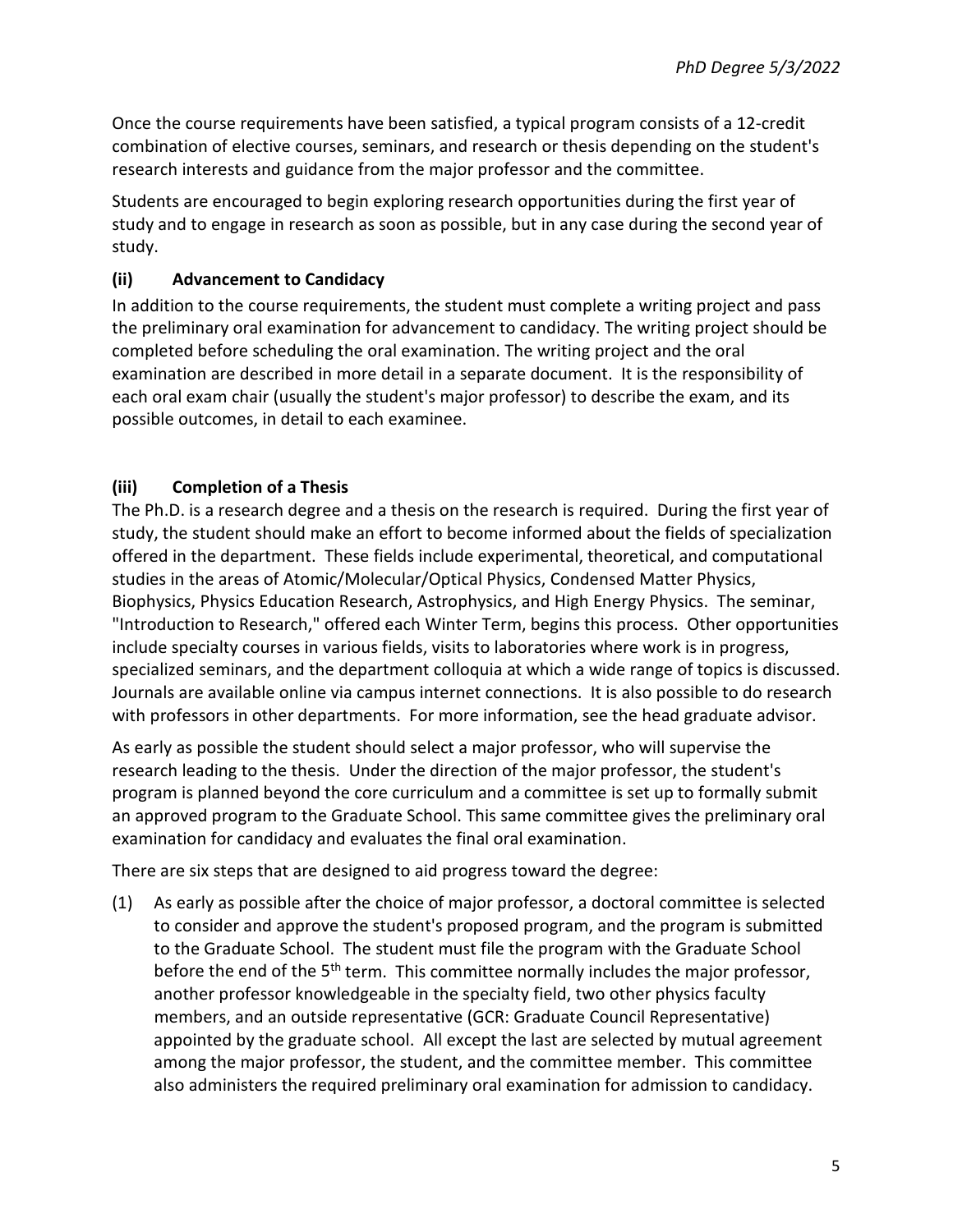Once the course requirements have been satisfied, a typical program consists of a 12-credit combination of elective courses, seminars, and research or thesis depending on the student's research interests and guidance from the major professor and the committee.

Students are encouraged to begin exploring research opportunities during the first year of study and to engage in research as soon as possible, but in any case during the second year of study.

### (ii) Advancement to Candidacy

In addition to the course requirements, the student must complete a writing project and pass the preliminary oral examination for advancement to candidacy. The writing project should be completed before scheduling the oral examination. The writing project and the oral examination are described in more detail in a separate document. It is the responsibility of each oral exam chair (usually the student's major professor) to describe the exam, and its possible outcomes, in detail to each examinee.

### (iii) Completion of a Thesis

The Ph.D. is a research degree and a thesis on the research is required. During the first year of study, the student should make an effort to become informed about the fields of specialization offered in the department. These fields include experimental, theoretical, and computational studies in the areas of Atomic/Molecular/Optical Physics, Condensed Matter Physics, Biophysics, Physics Education Research, Astrophysics, and High Energy Physics. The seminar, "Introduction to Research," offered each Winter Term, begins this process. Other opportunities include specialty courses in various fields, visits to laboratories where work is in progress, specialized seminars, and the department colloquia at which a wide range of topics is discussed. Journals are available online via campus internet connections. It is also possible to do research with professors in other departments. For more information, see the head graduate advisor.

As early as possible the student should select a major professor, who will supervise the research leading to the thesis. Under the direction of the major professor, the student's program is planned beyond the core curriculum and a committee is set up to formally submit an approved program to the Graduate School. This same committee gives the preliminary oral examination for candidacy and evaluates the final oral examination.

There are six steps that are designed to aid progress toward the degree:

(1) As early as possible after the choice of major professor, a doctoral committee is selected to consider and approve the student's proposed program, and the program is submitted to the Graduate School. The student must file the program with the Graduate School before the end of the 5th term. This committee normally includes the major professor, another professor knowledgeable in the specialty field, two other physics faculty members, and an outside representative (GCR: Graduate Council Representative) appointed by the graduate school. All except the last are selected by mutual agreement among the major professor, the student, and the committee member. This committee also administers the required preliminary oral examination for admission to candidacy.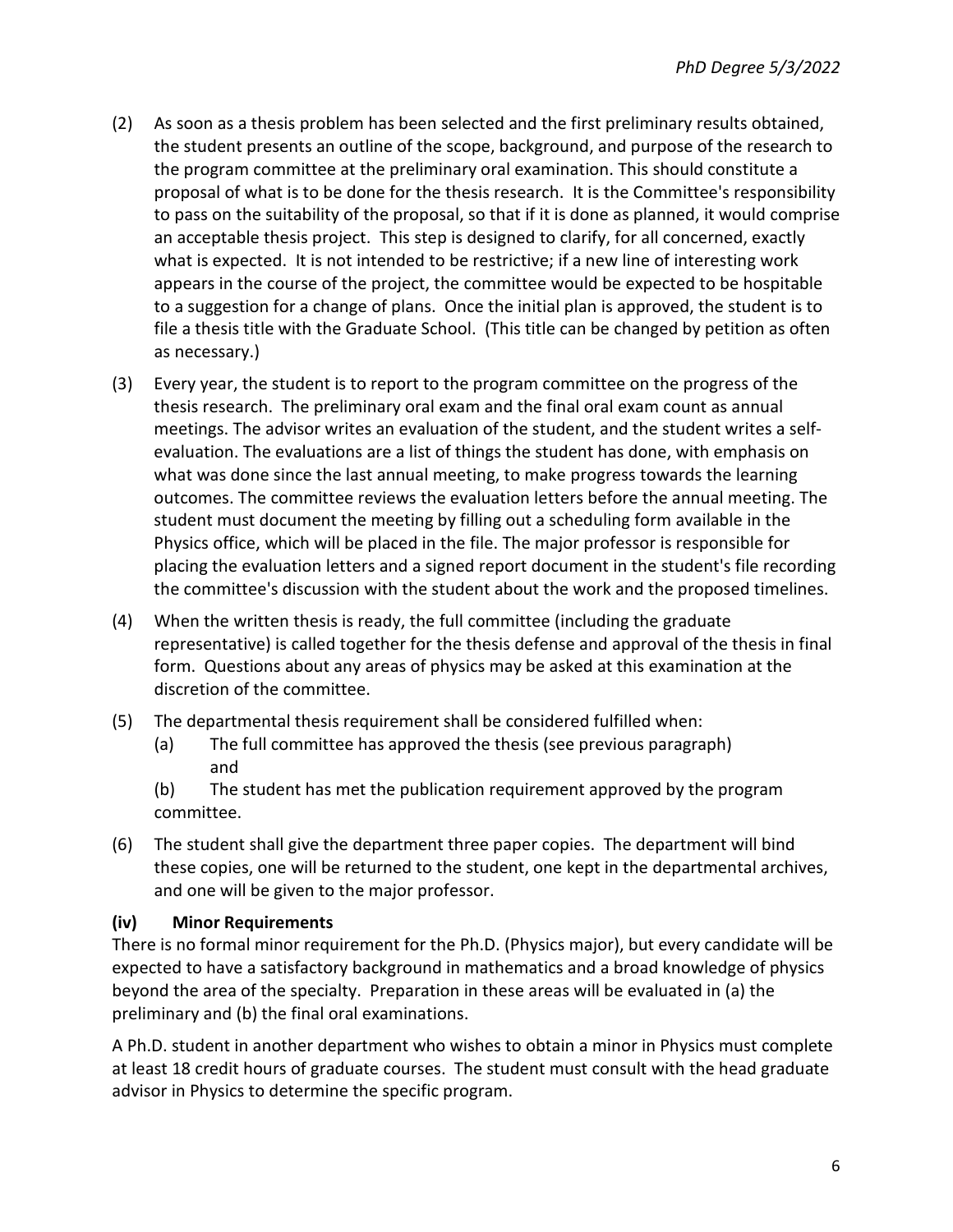(2) As soon as a thesis problem has been selected and the first preliminary results obtained, the student presents an outline of the scope, background, and purpose of the research to the program committee at the preliminary oral examination. This should constitute a proposal of what is to be done for the thesis research. It is the Committee's responsibility to pass on the suitability of the proposal, so that if it is done as planned, it would comprise an acceptable thesis project. This step is designed to clarify, for all concerned, exactly what is expected. It is not intended to be restrictive; if a new line of interesting work appears in the course of the project, the committee would be expected to be hospitable to a suggestion for a change of plans. Once the initial plan is approved, the student is to file a thesis title with the Graduate School. (This title can be changed by petition as often as necessary.)

(3) Every year, the student is to report to the program committee on the progress of the thesis research. The preliminary oral exam and the final oral exam count as annual meetings. The advisor writes an evaluation of the student, and the student writes a self-evaluation. The evaluations are a list of things the student has done, with emphasis on what was done since the last annual meeting, to make progress towards the learning outcomes. The committee reviews the evaluation letters before the annual meeting. The student must document the meeting by filling out a scheduling form available in the Physics office, which will be placed in the file. The major professor is responsible for placing the evaluation letters and a signed report document in the student's file recording the committee's discussion with the student about the work and the proposed timelines.

(4) When the written thesis is ready, the full committee (including the graduate representative) is called together for the thesis defense and approval of the thesis in final form. Questions about any areas of physics may be asked at this examination at the discretion of the committee.

(5) The departmental thesis requirement shall be considered fulfilled when:
   (a) The full committee has approved the thesis (see previous paragraph) and
   (b) The student has met the publication requirement approved by the program committee.

(6) The student shall give the department three paper copies. The department will bind these copies, one will be returned to the student, one kept in the departmental archives, and one will be given to the major professor.

**(iv) Minor Requirements**

There is no formal minor requirement for the Ph.D. (Physics major), but every candidate will be expected to have a satisfactory background in mathematics and a broad knowledge of physics beyond the area of the specialty. Preparation in these areas will be evaluated in (a) the preliminary and (b) the final oral examinations.

A Ph.D. student in another department who wishes to obtain a minor in Physics must complete at least 18 credit hours of graduate courses. The student must consult with the head graduate advisor in Physics to determine the specific program.